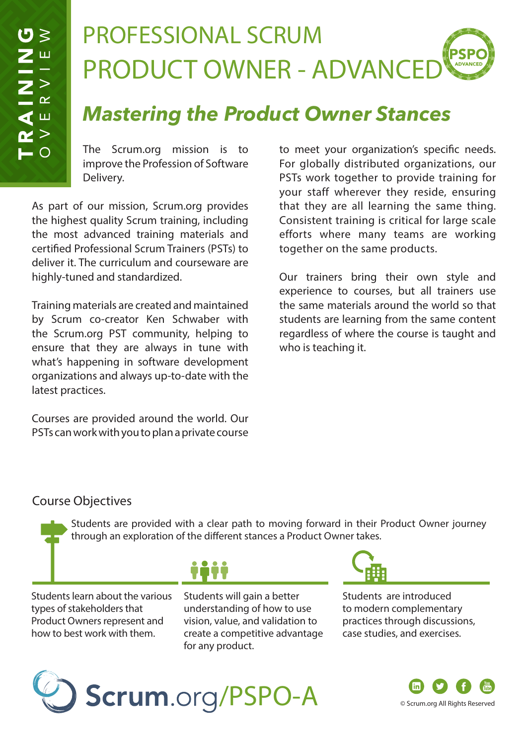TRAINING OVERVIEW

# PROFESSIONAL SCRUM PRODUCT OWNER - ADVANCED

## *Mastering the Product Owner Stances*

The Scrum.org mission is to improve the Profession of Software Delivery.

As part of our mission, Scrum.org provides the highest quality Scrum training, including the most advanced training materials and certified Professional Scrum Trainers (PSTs) to deliver it. The curriculum and courseware are highly-tuned and standardized.

Training materials are created and maintained by Scrum co-creator Ken Schwaber with the Scrum.org PST community, helping to ensure that they are always in tune with what's happening in software development organizations and always up-to-date with the latest practices.

Courses are provided around the world. Our PSTs can work with you to plan a private course to meet your organization's specific needs. For globally distributed organizations, our PSTs work together to provide training for your staff wherever they reside, ensuring that they are all learning the same thing. Consistent training is critical for large scale efforts where many teams are working together on the same products.

Our trainers bring their own style and experience to courses, but all trainers use the same materials around the world so that students are learning from the same content regardless of where the course is taught and who is teaching it.

### Course Objectives

Students are provided with a clear path to moving forward in their Product Owner journey through an exploration of the different stances a Product Owner takes.

Students learn about the various types of stakeholders that Product Owners represent and how to best work with them.

Students will gain a better understanding of how to use vision, value, and validation to create a competitive advantage for any product.

Students are introduced to modern complementary practices through discussions, case studies, and exercises.

Scrum.org/PSPO-A

© Scrum.org All Rights Reserved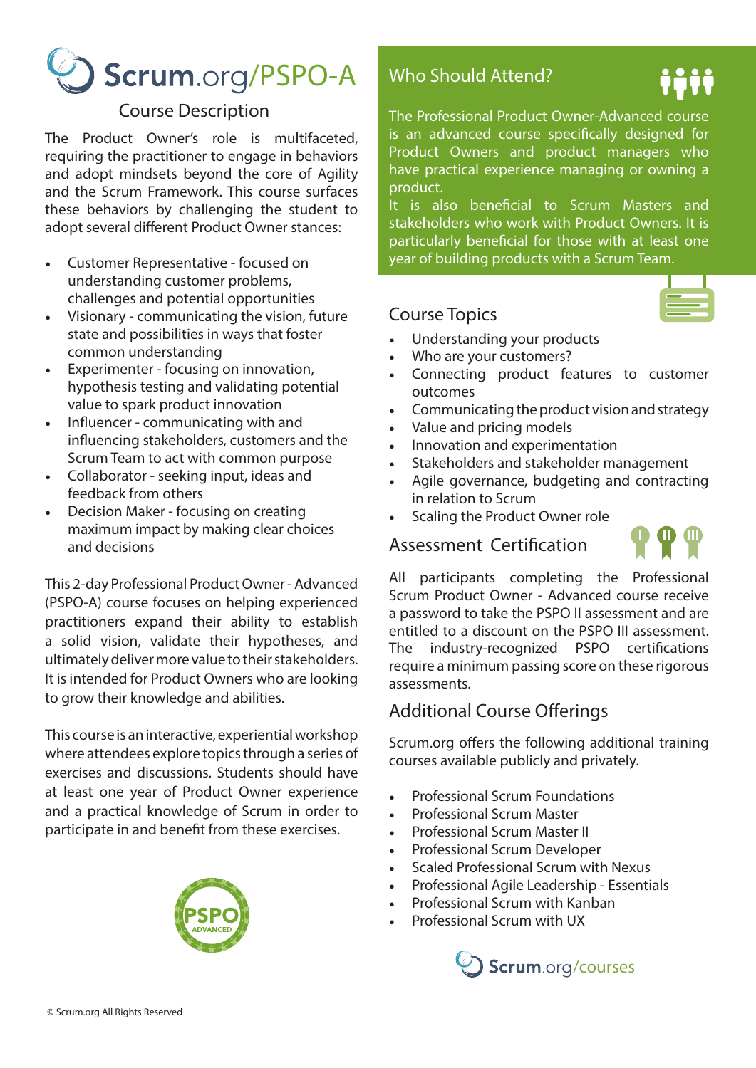# Scrum.org/PSPO-A

## Course Description

The Product Owner's role is multifaceted, requiring the practitioner to engage in behaviors and adopt mindsets beyond the core of Agility and the Scrum Framework. This course surfaces these behaviors by challenging the student to adopt several different Product Owner stances:

- Customer Representative - focused on understanding customer problems, challenges and potential opportunities
- Visionary - communicating the vision, future state and possibilities in ways that foster common understanding
- Experimenter - focusing on innovation, hypothesis testing and validating potential value to spark product innovation
- Influencer - communicating with and influencing stakeholders, customers and the Scrum Team to act with common purpose
- Collaborator - seeking input, ideas and feedback from others
- Decision Maker - focusing on creating maximum impact by making clear choices and decisions

This 2-day Professional Product Owner - Advanced (PSPO-A) course focuses on helping experienced practitioners expand their ability to establish a solid vision, validate their hypotheses, and ultimately deliver more value to their stakeholders. It is intended for Product Owners who are looking to grow their knowledge and abilities.

This course is an interactive, experiential workshop where attendees explore topics through a series of exercises and discussions. Students should have at least one year of Product Owner experience and a practical knowledge of Scrum in order to participate in and benefit from these exercises.

## Who Should Attend?

The Professional Product Owner-Advanced course is an advanced course specifically designed for Product Owners and product managers who have practical experience managing or owning a product.
It is also beneficial to Scrum Masters and stakeholders who work with Product Owners. It is particularly beneficial for those with at least one year of building products with a Scrum Team.

## Course Topics

- Understanding your products
- Who are your customers?
- Connecting product features to customer outcomes
- Communicating the product vision and strategy
- Value and pricing models
- Innovation and experimentation
- Stakeholders and stakeholder management
- Agile governance, budgeting and contracting in relation to Scrum
- Scaling the Product Owner role

## Assessment Certification

All participants completing the Professional Scrum Product Owner - Advanced course receive a password to take the PSPO II assessment and are entitled to a discount on the PSPO III assessment. The industry-recognized PSPO certifications require a minimum passing score on these rigorous assessments.

## Additional Course Offerings

Scrum.org offers the following additional training courses available publicly and privately.

- Professional Scrum Foundations
- Professional Scrum Master
- Professional Scrum Master II
- Professional Scrum Developer
- Scaled Professional Scrum with Nexus
- Professional Agile Leadership - Essentials
- Professional Scrum with Kanban
- Professional Scrum with UX

Scrum.org/courses

© Scrum.org All Rights Reserved